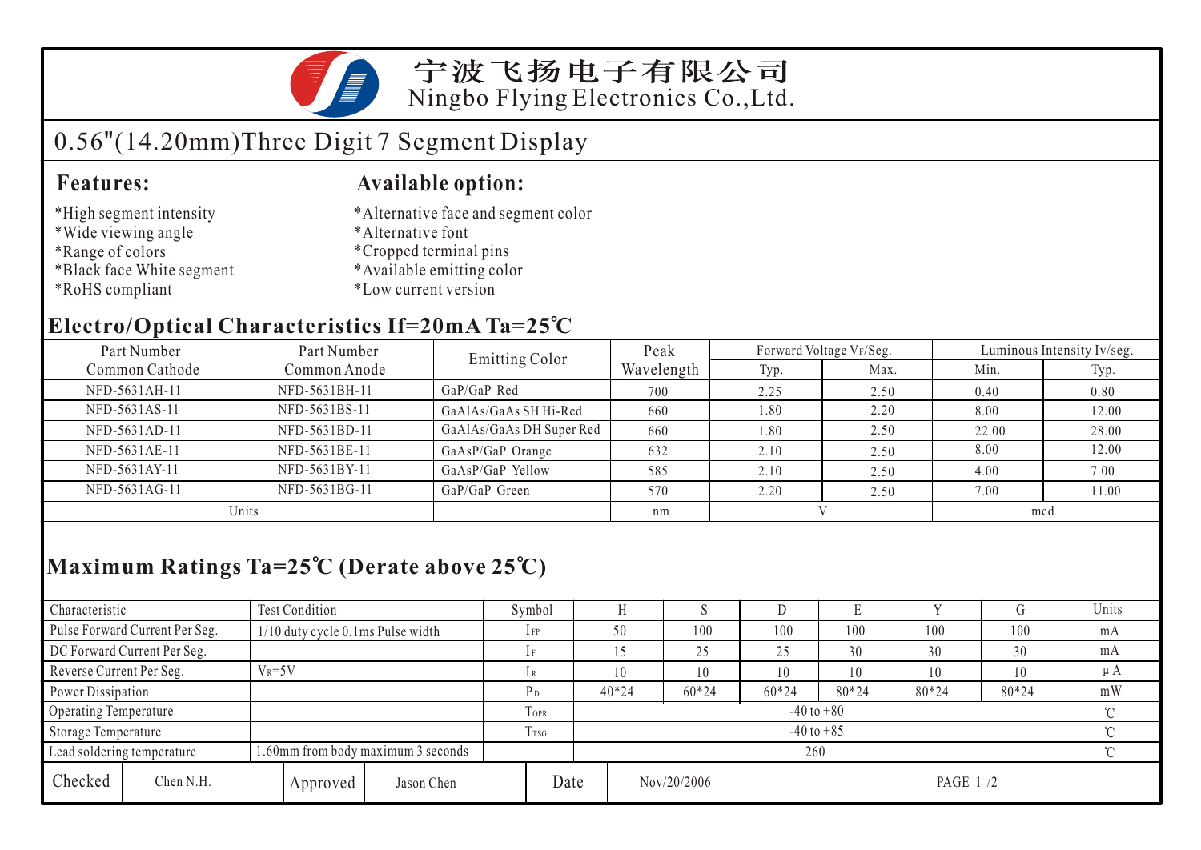# 宁波飞扬电子有限公司
# Ningbo Flying Electronics Co.,Ltd.

## 0.56"(14.20mm)Three Digit 7 Segment Display

### Features:

*High segment intensity
*Wide viewing angle
*Range of colors
*Black face White segment
*RoHS compliant

### Available option:

*Alternative face and segment color
*Alternative font
*Cropped terminal pins
*Available emitting color
*Low current version

## Electro/Optical Characteristics If=20mA Ta=25℃

| Part Number Common Cathode | Part Number Common Anode | Emitting Color | Peak Wavelength | Forward Voltage $V_F$/Seg. | | Luminous Intensity Iv/seg. | |
|---|---|---|---|---|---|---|---|
| | | | | Typ. | Max. | Min. | Typ. |
| NFD-5631AH-11 | NFD-5631BH-11 | GaP/GaP Red | 700 | 2.25 | 2.50 | 0.40 | 0.80 |
| NFD-5631AS-11 | NFD-5631BS-11 | GaAlAs/GaAs SH Hi-Red | 660 | 1.80 | 2.20 | 8.00 | 12.00 |
| NFD-5631AD-11 | NFD-5631BD-11 | GaAlAs/GaAs DH Super Red | 660 | 1.80 | 2.50 | 22.00 | 28.00 |
| NFD-5631AE-11 | NFD-5631BE-11 | GaAsP/GaP Orange | 632 | 2.10 | 2.50 | 8.00 | 12.00 |
| NFD-5631AY-11 | NFD-5631BY-11 | GaAsP/GaP Yellow | 585 | 2.10 | 2.50 | 4.00 | 7.00 |
| NFD-5631AG-11 | NFD-5631BG-11 | GaP/GaP Green | 570 | 2.20 | 2.50 | 7.00 | 11.00 |
| Units | | | nm | V | | mcd | |

## Maximum Ratings Ta=25℃ (Derate above 25℃)

| Characteristic | Test Condition | Symbol | H | S | D | E | Y | G | Units |
|---|---|---|---|---|---|---|---|---|---|
| Pulse Forward Current Per Seg. | 1/10 duty cycle 0.1ms Pulse width | $I_{FP}$ | 50 | 100 | 100 | 100 | 100 | 100 | mA |
| DC Forward Current Per Seg. | | $I_F$ | 15 | 25 | 25 | 30 | 30 | 30 | mA |
| Reverse Current Per Seg. | $V_R$=5V | $I_R$ | 10 | 10 | 10 | 10 | 10 | 10 | μA |
| Power Dissipation | | $P_D$ | 40*24 | 60*24 | 60*24 | 80*24 | 80*24 | 80*24 | mW |
| Operating Temperature | | $T_{OPR}$ | -40 to +80 | | | | | | ℃ |
| Storage Temperature | | $T_{TSG}$ | -40 to +85 | | | | | | ℃ |
| Lead soldering temperature | 1.60mm from body maximum 3 seconds | | 260 | | | | | | ℃ |

| Checked | Chen N.H. | Approved | Jason Chen | Date | Nov/20/2006 | PAGE 1 /2 |
|---|---|---|---|---|---|---|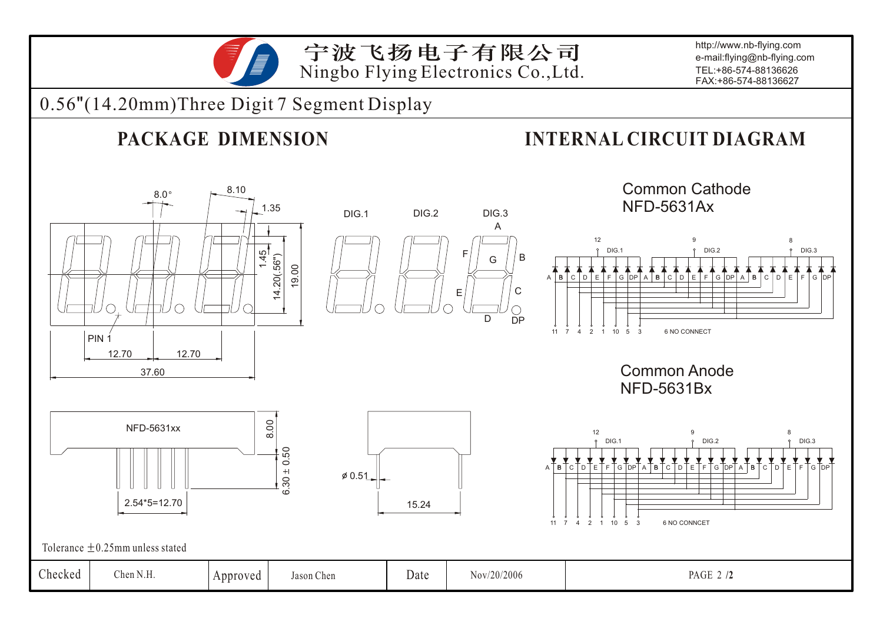宁波飞扬电子有限公司
Ningbo Flying Electronics Co.,Ltd.

http://www.nb-flying.com
e-mail:flying@nb-flying.com
TEL:+86-574-88136626
FAX:+86-574-88136627

# 0.56"(14.20mm)Three Digit 7 Segment Display

## PACKAGE DIMENSION

8.0°
8.10
1.35
1.45
14.20(.56")
19.00
PIN 1
12.70
12.70
37.60

DIG.1 DIG.2 DIG.3
A B C D E F G DP

NFD-5631xx
8.00
6.30 ± 0.50
2.54*5=12.70
ø 0.51
15.24

Tolerance ±0.25mm unless stated

## INTERNAL CIRCUIT DIAGRAM

Common Cathode
NFD-5631Ax

12 DIG.1 9 DIG.2 8 DIG.3
A B C D E F G DP A B C D E F G DP A B C D E F G DP
11 7 4 2 1 10 5 3 6 NO CONNECT

Common Anode
NFD-5631Bx

12 DIG.1 9 DIG.2 8 DIG.3
A B C D E F G DP A B C D E F G DP A B C D E F G DP
11 7 4 2 1 10 5 3 6 NO CONNCET

| Checked | Chen N.H. | Approved | Jason Chen | Date | Nov/20/2006 |
|---|---|---|---|---|---|